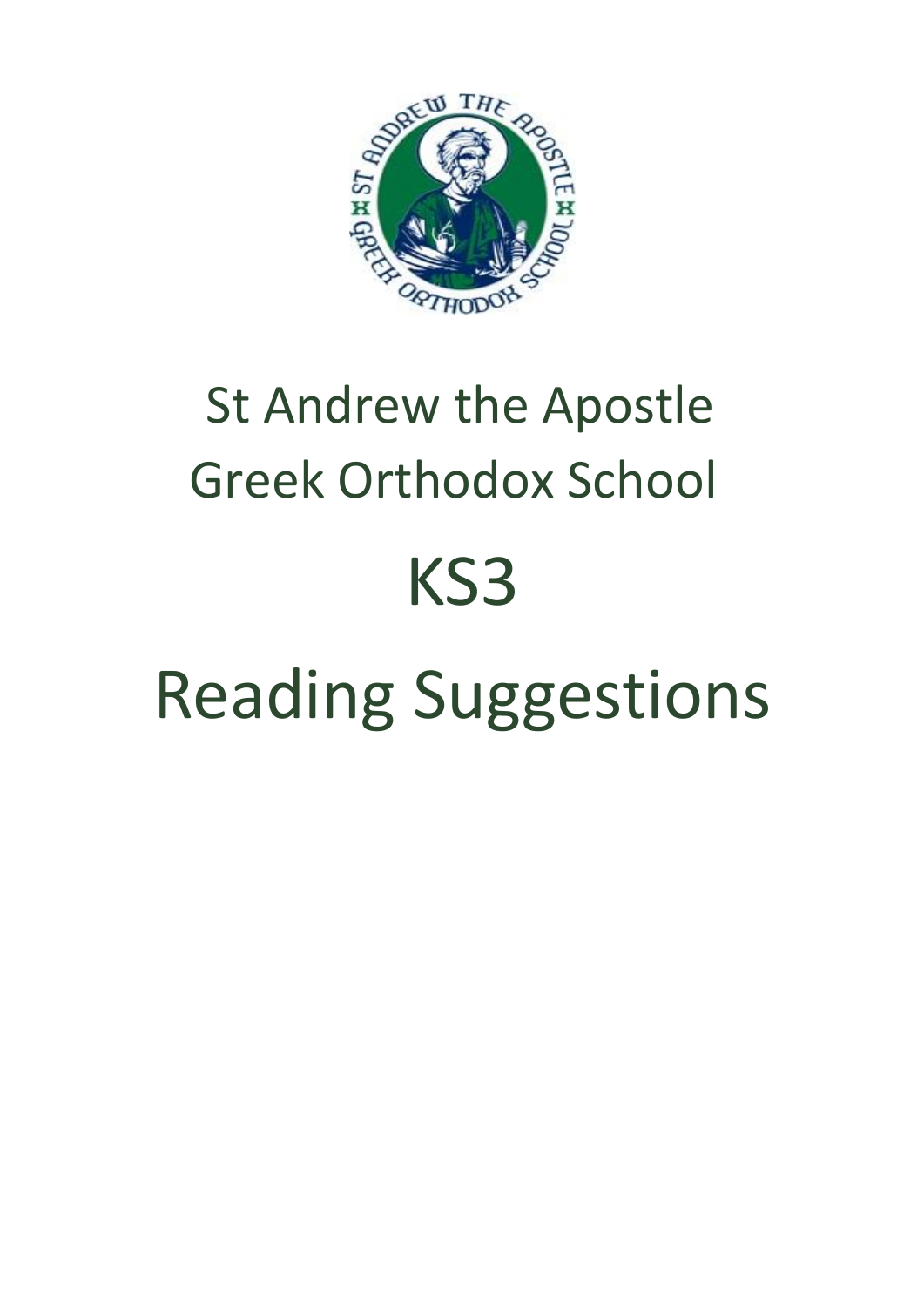# St Andrew the Apostle Greek Orthodox School

# KS3

# Reading Suggestions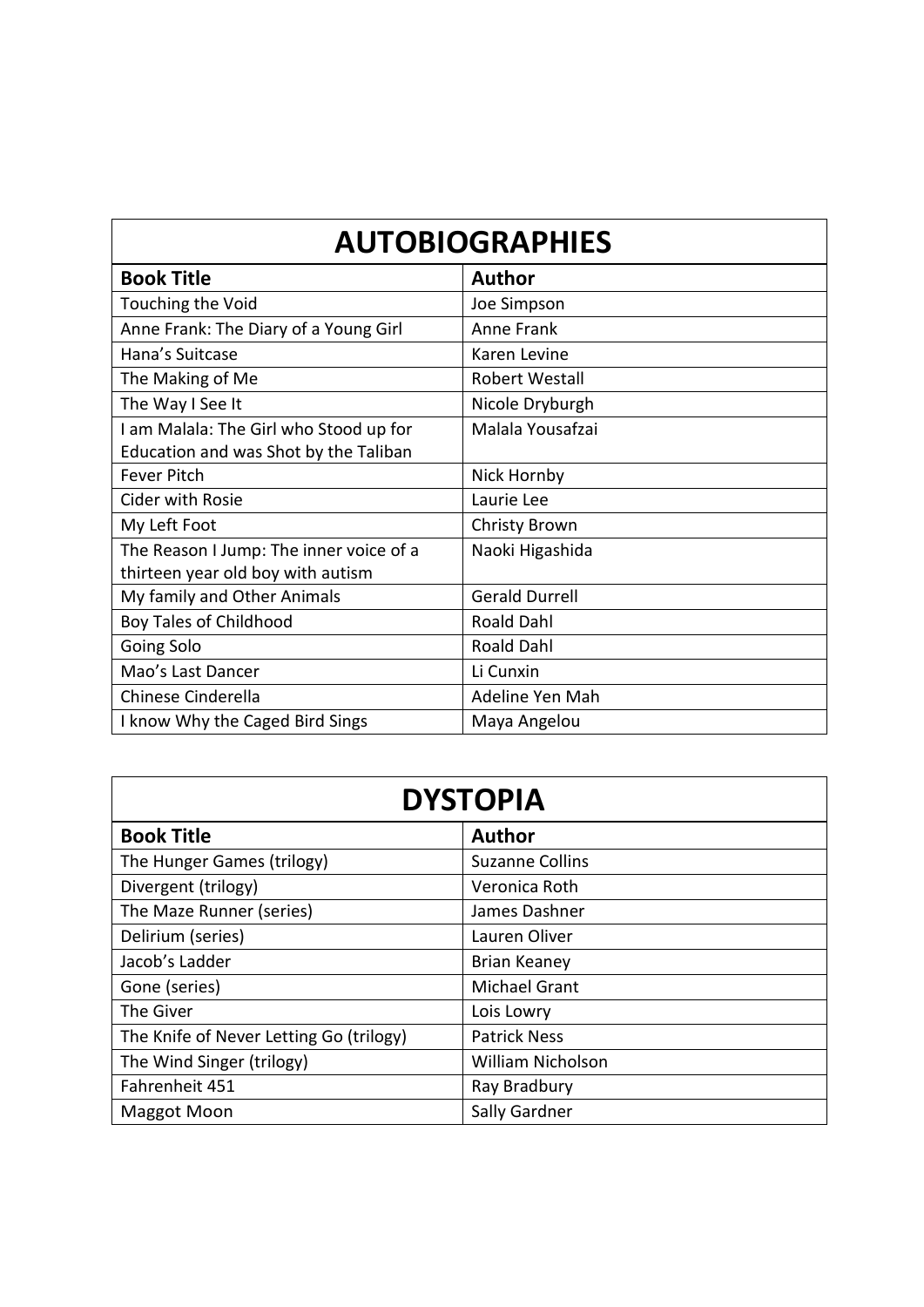## AUTOBIOGRAPHIES

| Book Title | Author |
|---|---|
| Touching the Void | Joe Simpson |
| Anne Frank: The Diary of a Young Girl | Anne Frank |
| Hana's Suitcase | Karen Levine |
| The Making of Me | Robert Westall |
| The Way I See It | Nicole Dryburgh |
| I am Malala: The Girl who Stood up for Education and was Shot by the Taliban | Malala Yousafzai |
| Fever Pitch | Nick Hornby |
| Cider with Rosie | Laurie Lee |
| My Left Foot | Christy Brown |
| The Reason I Jump: The inner voice of a thirteen year old boy with autism | Naoki Higashida |
| My family and Other Animals | Gerald Durrell |
| Boy Tales of Childhood | Roald Dahl |
| Going Solo | Roald Dahl |
| Mao's Last Dancer | Li Cunxin |
| Chinese Cinderella | Adeline Yen Mah |
| I know Why the Caged Bird Sings | Maya Angelou |

## DYSTOPIA

| Book Title | Author |
|---|---|
| The Hunger Games (trilogy) | Suzanne Collins |
| Divergent (trilogy) | Veronica Roth |
| The Maze Runner (series) | James Dashner |
| Delirium (series) | Lauren Oliver |
| Jacob's Ladder | Brian Keaney |
| Gone (series) | Michael Grant |
| The Giver | Lois Lowry |
| The Knife of Never Letting Go (trilogy) | Patrick Ness |
| The Wind Singer (trilogy) | William Nicholson |
| Fahrenheit 451 | Ray Bradbury |
| Maggot Moon | Sally Gardner |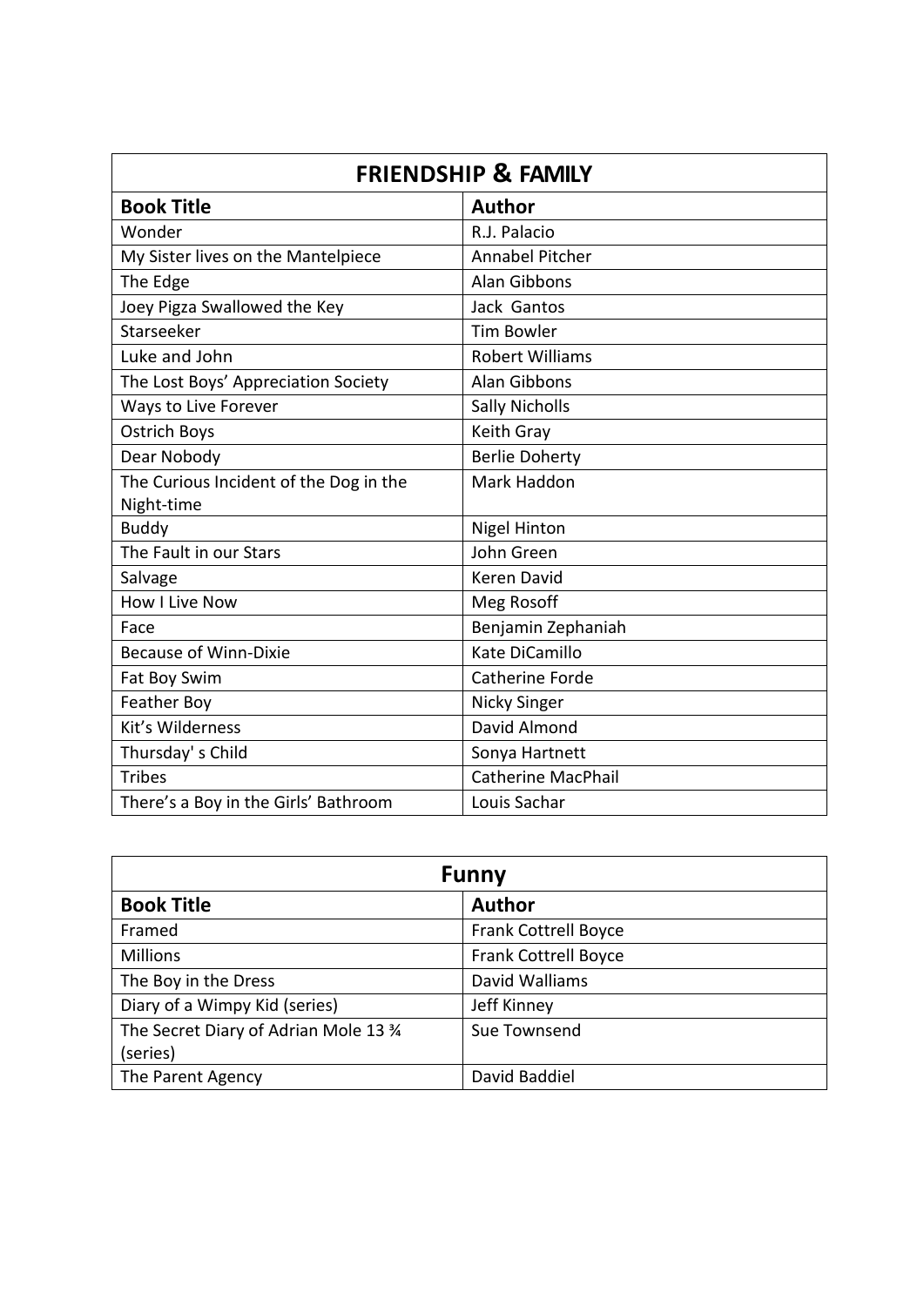| FRIENDSHIP & FAMILY | |
|---|---|
| **Book Title** | **Author** |
| Wonder | R.J. Palacio |
| My Sister lives on the Mantelpiece | Annabel Pitcher |
| The Edge | Alan Gibbons |
| Joey Pigza Swallowed the Key | Jack Gantos |
| Starseeker | Tim Bowler |
| Luke and John | Robert Williams |
| The Lost Boys' Appreciation Society | Alan Gibbons |
| Ways to Live Forever | Sally Nicholls |
| Ostrich Boys | Keith Gray |
| Dear Nobody | Berlie Doherty |
| The Curious Incident of the Dog in the Night-time | Mark Haddon |
| Buddy | Nigel Hinton |
| The Fault in our Stars | John Green |
| Salvage | Keren David |
| How I Live Now | Meg Rosoff |
| Face | Benjamin Zephaniah |
| Because of Winn-Dixie | Kate DiCamillo |
| Fat Boy Swim | Catherine Forde |
| Feather Boy | Nicky Singer |
| Kit's Wilderness | David Almond |
| Thursday' s Child | Sonya Hartnett |
| Tribes | Catherine MacPhail |
| There's a Boy in the Girls' Bathroom | Louis Sachar |

| Funny | |
|---|---|
| **Book Title** | **Author** |
| Framed | Frank Cottrell Boyce |
| Millions | Frank Cottrell Boyce |
| The Boy in the Dress | David Walliams |
| Diary of a Wimpy Kid (series) | Jeff Kinney |
| The Secret Diary of Adrian Mole 13 ¾ (series) | Sue Townsend |
| The Parent Agency | David Baddiel |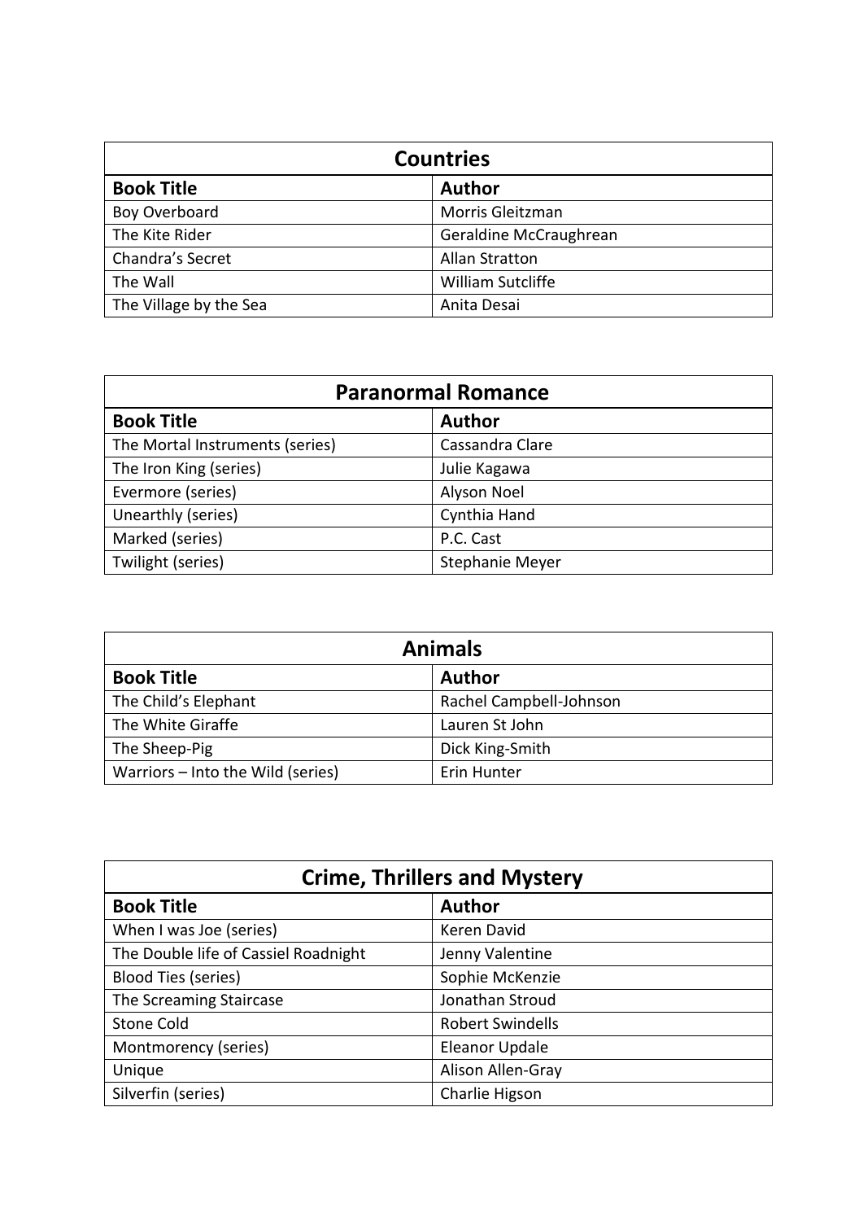| Countries | |
|---|---|
| **Book Title** | **Author** |
| Boy Overboard | Morris Gleitzman |
| The Kite Rider | Geraldine McCraughrean |
| Chandra's Secret | Allan Stratton |
| The Wall | William Sutcliffe |
| The Village by the Sea | Anita Desai |

| Paranormal Romance | |
|---|---|
| **Book Title** | **Author** |
| The Mortal Instruments (series) | Cassandra Clare |
| The Iron King (series) | Julie Kagawa |
| Evermore (series) | Alyson Noel |
| Unearthly (series) | Cynthia Hand |
| Marked (series) | P.C. Cast |
| Twilight (series) | Stephanie Meyer |

| Animals | |
|---|---|
| **Book Title** | **Author** |
| The Child's Elephant | Rachel Campbell-Johnson |
| The White Giraffe | Lauren St John |
| The Sheep-Pig | Dick King-Smith |
| Warriors – Into the Wild (series) | Erin Hunter |

| Crime, Thrillers and Mystery | |
|---|---|
| **Book Title** | **Author** |
| When I was Joe (series) | Keren David |
| The Double life of Cassiel Roadnight | Jenny Valentine |
| Blood Ties (series) | Sophie McKenzie |
| The Screaming Staircase | Jonathan Stroud |
| Stone Cold | Robert Swindells |
| Montmorency (series) | Eleanor Updale |
| Unique | Alison Allen-Gray |
| Silverfin (series) | Charlie Higson |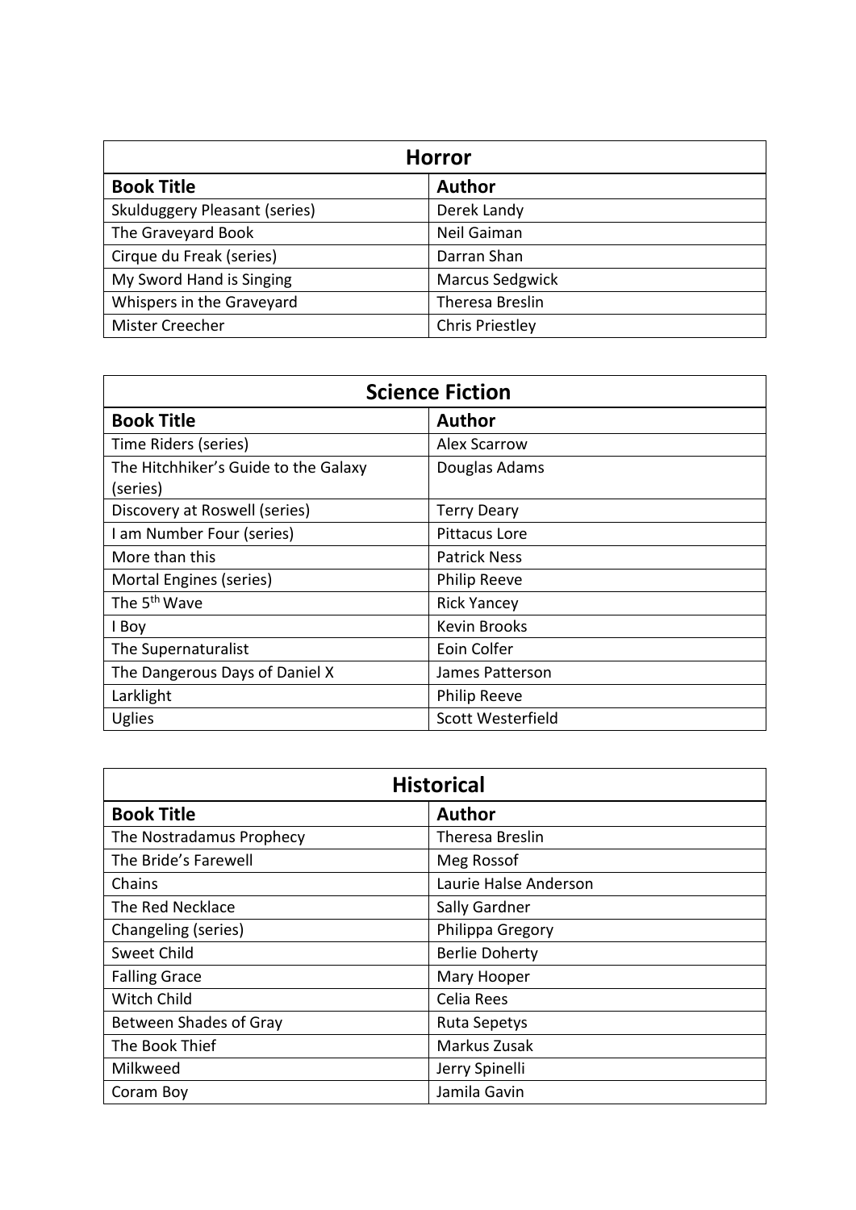## Horror

| Book Title | Author |
| --- | --- |
| Skulduggery Pleasant (series) | Derek Landy |
| The Graveyard Book | Neil Gaiman |
| Cirque du Freak (series) | Darran Shan |
| My Sword Hand is Singing | Marcus Sedgwick |
| Whispers in the Graveyard | Theresa Breslin |
| Mister Creecher | Chris Priestley |

## Science Fiction

| Book Title | Author |
| --- | --- |
| Time Riders (series) | Alex Scarrow |
| The Hitchhiker's Guide to the Galaxy (series) | Douglas Adams |
| Discovery at Roswell (series) | Terry Deary |
| I am Number Four (series) | Pittacus Lore |
| More than this | Patrick Ness |
| Mortal Engines (series) | Philip Reeve |
| The 5th Wave | Rick Yancey |
| I Boy | Kevin Brooks |
| The Supernaturalist | Eoin Colfer |
| The Dangerous Days of Daniel X | James Patterson |
| Larklight | Philip Reeve |
| Uglies | Scott Westerfield |

## Historical

| Book Title | Author |
| --- | --- |
| The Nostradamus Prophecy | Theresa Breslin |
| The Bride's Farewell | Meg Rossof |
| Chains | Laurie Halse Anderson |
| The Red Necklace | Sally Gardner |
| Changeling (series) | Philippa Gregory |
| Sweet Child | Berlie Doherty |
| Falling Grace | Mary Hooper |
| Witch Child | Celia Rees |
| Between Shades of Gray | Ruta Sepetys |
| The Book Thief | Markus Zusak |
| Milkweed | Jerry Spinelli |
| Coram Boy | Jamila Gavin |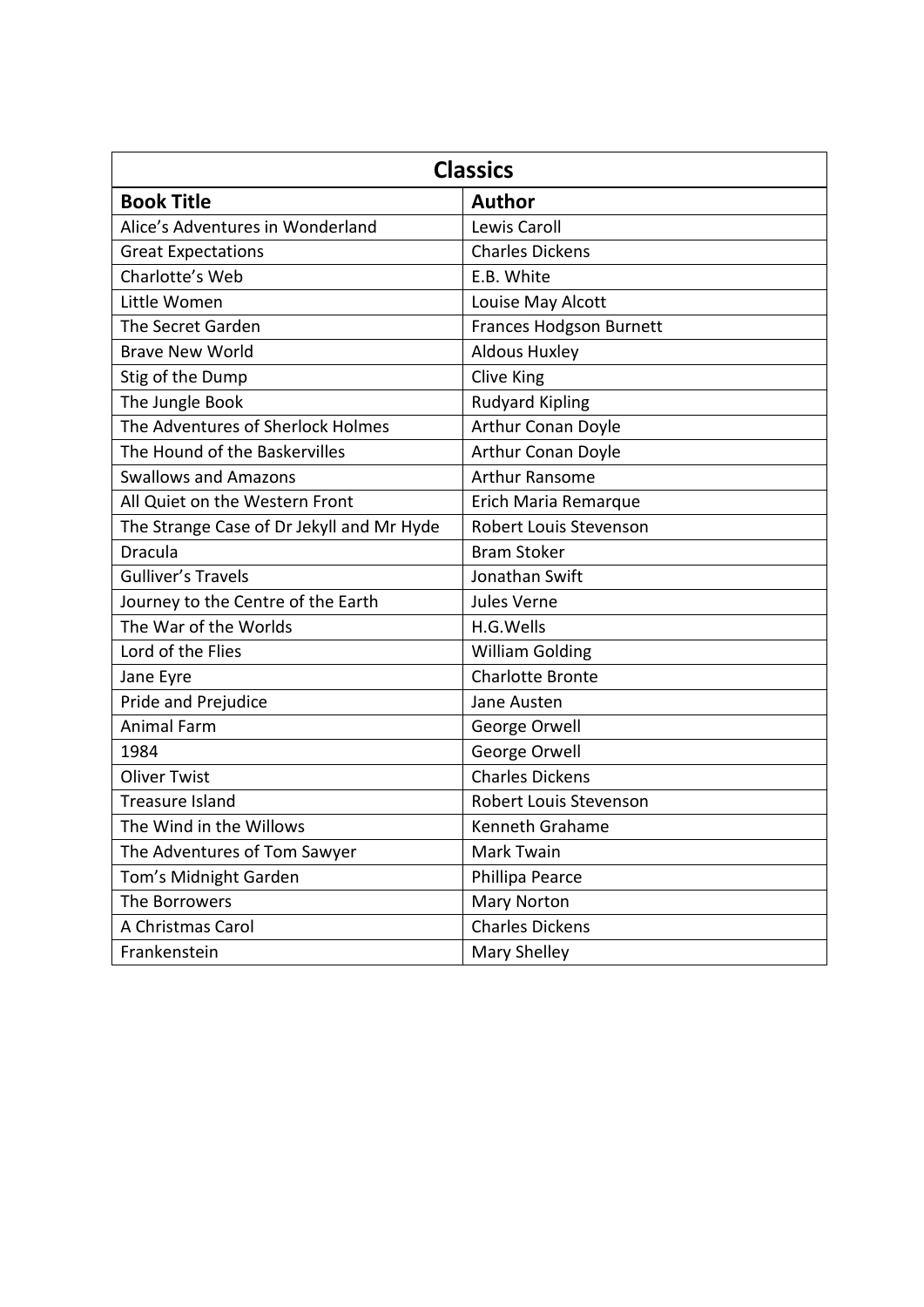| Classics | |
| --- | --- |
| **Book Title** | **Author** |
| Alice's Adventures in Wonderland | Lewis Caroll |
| Great Expectations | Charles Dickens |
| Charlotte's Web | E.B. White |
| Little Women | Louise May Alcott |
| The Secret Garden | Frances Hodgson Burnett |
| Brave New World | Aldous Huxley |
| Stig of the Dump | Clive King |
| The Jungle Book | Rudyard Kipling |
| The Adventures of Sherlock Holmes | Arthur Conan Doyle |
| The Hound of the Baskervilles | Arthur Conan Doyle |
| Swallows and Amazons | Arthur Ransome |
| All Quiet on the Western Front | Erich Maria Remarque |
| The Strange Case of Dr Jekyll and Mr Hyde | Robert Louis Stevenson |
| Dracula | Bram Stoker |
| Gulliver's Travels | Jonathan Swift |
| Journey to the Centre of the Earth | Jules Verne |
| The War of the Worlds | H.G.Wells |
| Lord of the Flies | William Golding |
| Jane Eyre | Charlotte Bronte |
| Pride and Prejudice | Jane Austen |
| Animal Farm | George Orwell |
| 1984 | George Orwell |
| Oliver Twist | Charles Dickens |
| Treasure Island | Robert Louis Stevenson |
| The Wind in the Willows | Kenneth Grahame |
| The Adventures of Tom Sawyer | Mark Twain |
| Tom's Midnight Garden | Phillipa Pearce |
| The Borrowers | Mary Norton |
| A Christmas Carol | Charles Dickens |
| Frankenstein | Mary Shelley |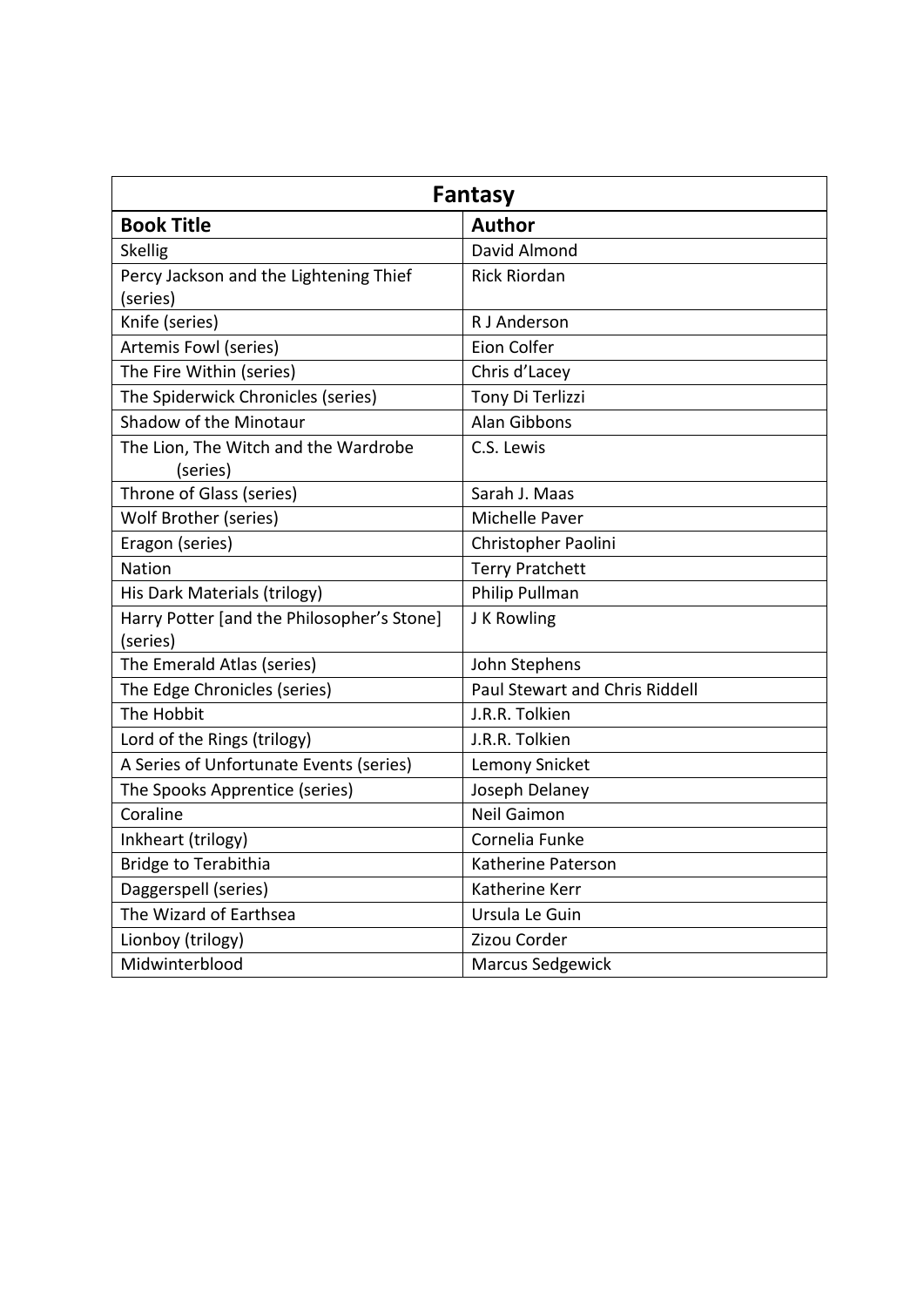| Fantasy | |
|---|---|
| **Book Title** | **Author** |
| Skellig | David Almond |
| Percy Jackson and the Lightening Thief (series) | Rick Riordan |
| Knife (series) | R J Anderson |
| Artemis Fowl (series) | Eion Colfer |
| The Fire Within (series) | Chris d'Lacey |
| The Spiderwick Chronicles (series) | Tony Di Terlizzi |
| Shadow of the Minotaur | Alan Gibbons |
| The Lion, The Witch and the Wardrobe (series) | C.S. Lewis |
| Throne of Glass (series) | Sarah J. Maas |
| Wolf Brother (series) | Michelle Paver |
| Eragon (series) | Christopher Paolini |
| Nation | Terry Pratchett |
| His Dark Materials (trilogy) | Philip Pullman |
| Harry Potter [and the Philosopher's Stone] (series) | J K Rowling |
| The Emerald Atlas (series) | John Stephens |
| The Edge Chronicles (series) | Paul Stewart and Chris Riddell |
| The Hobbit | J.R.R. Tolkien |
| Lord of the Rings (trilogy) | J.R.R. Tolkien |
| A Series of Unfortunate Events (series) | Lemony Snicket |
| The Spooks Apprentice (series) | Joseph Delaney |
| Coraline | Neil Gaimon |
| Inkheart (trilogy) | Cornelia Funke |
| Bridge to Terabithia | Katherine Paterson |
| Daggerspell (series) | Katherine Kerr |
| The Wizard of Earthsea | Ursula Le Guin |
| Lionboy (trilogy) | Zizou Corder |
| Midwinterblood | Marcus Sedgewick |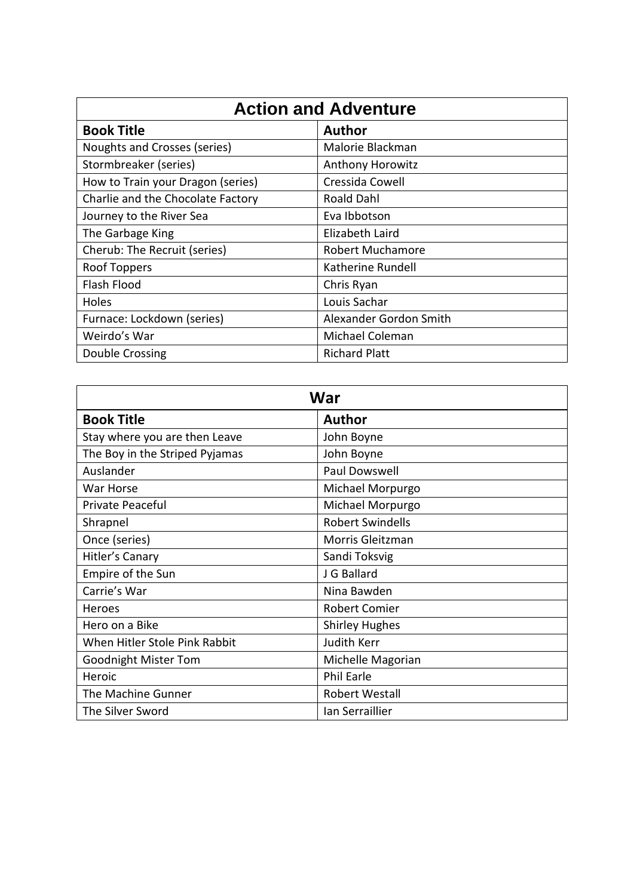## Action and Adventure

| Book Title | Author |
| --- | --- |
| Noughts and Crosses (series) | Malorie Blackman |
| Stormbreaker (series) | Anthony Horowitz |
| How to Train your Dragon (series) | Cressida Cowell |
| Charlie and the Chocolate Factory | Roald Dahl |
| Journey to the River Sea | Eva Ibbotson |
| The Garbage King | Elizabeth Laird |
| Cherub: The Recruit (series) | Robert Muchamore |
| Roof Toppers | Katherine Rundell |
| Flash Flood | Chris Ryan |
| Holes | Louis Sachar |
| Furnace: Lockdown (series) | Alexander Gordon Smith |
| Weirdo's War | Michael Coleman |
| Double Crossing | Richard Platt |

## War

| Book Title | Author |
| --- | --- |
| Stay where you are then Leave | John Boyne |
| The Boy in the Striped Pyjamas | John Boyne |
| Auslander | Paul Dowswell |
| War Horse | Michael Morpurgo |
| Private Peaceful | Michael Morpurgo |
| Shrapnel | Robert Swindells |
| Once (series) | Morris Gleitzman |
| Hitler's Canary | Sandi Toksvig |
| Empire of the Sun | J G Ballard |
| Carrie's War | Nina Bawden |
| Heroes | Robert Comier |
| Hero on a Bike | Shirley Hughes |
| When Hitler Stole Pink Rabbit | Judith Kerr |
| Goodnight Mister Tom | Michelle Magorian |
| Heroic | Phil Earle |
| The Machine Gunner | Robert Westall |
| The Silver Sword | Ian Serraillier |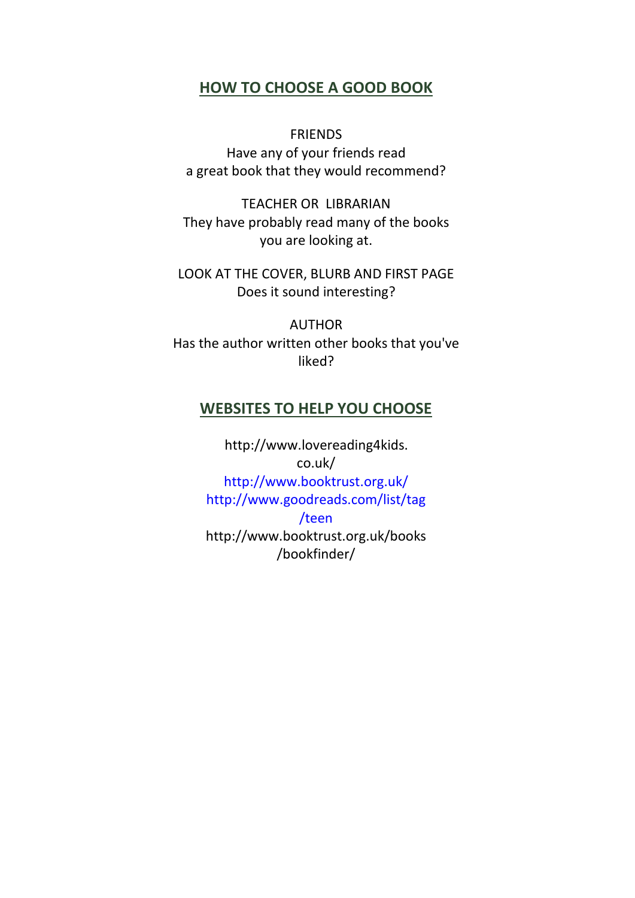## HOW TO CHOOSE A GOOD BOOK

FRIENDS
Have any of your friends read a great book that they would recommend?

TEACHER OR LIBRARIAN
They have probably read many of the books you are looking at.

LOOK AT THE COVER, BLURB AND FIRST PAGE
Does it sound interesting?

AUTHOR
Has the author written other books that you've liked?

## WEBSITES TO HELP YOU CHOOSE

http://www.lovereading4kids.co.uk/
http://www.booktrust.org.uk/
http://www.goodreads.com/list/tag/teen
http://www.booktrust.org.uk/books/bookfinder/